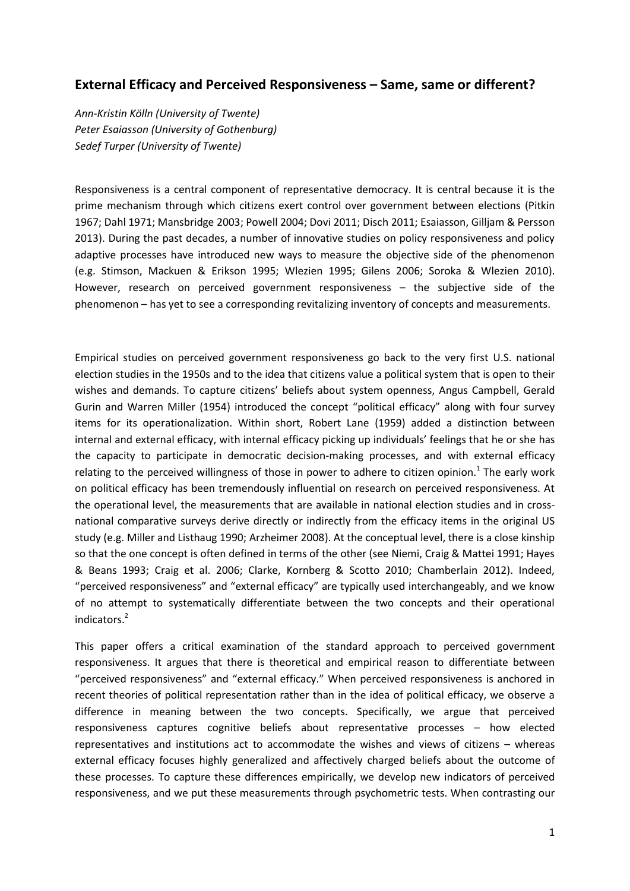## External Efficacy and Perceived Responsiveness – Same, same or different?

*Ann-Kristin Kölln (University of Twente)*
*Peter Esaiasson (University of Gothenburg)*
*Sedef Turper (University of Twente)*

Responsiveness is a central component of representative democracy. It is central because it is the prime mechanism through which citizens exert control over government between elections (Pitkin 1967; Dahl 1971; Mansbridge 2003; Powell 2004; Dovi 2011; Disch 2011; Esaiasson, Gilljam & Persson 2013). During the past decades, a number of innovative studies on policy responsiveness and policy adaptive processes have introduced new ways to measure the objective side of the phenomenon (e.g. Stimson, Mackuen & Erikson 1995; Wlezien 1995; Gilens 2006; Soroka & Wlezien 2010). However, research on perceived government responsiveness – the subjective side of the phenomenon – has yet to see a corresponding revitalizing inventory of concepts and measurements.

Empirical studies on perceived government responsiveness go back to the very first U.S. national election studies in the 1950s and to the idea that citizens value a political system that is open to their wishes and demands. To capture citizens' beliefs about system openness, Angus Campbell, Gerald Gurin and Warren Miller (1954) introduced the concept "political efficacy" along with four survey items for its operationalization. Within short, Robert Lane (1959) added a distinction between internal and external efficacy, with internal efficacy picking up individuals' feelings that he or she has the capacity to participate in democratic decision-making processes, and with external efficacy relating to the perceived willingness of those in power to adhere to citizen opinion.[1] The early work on political efficacy has been tremendously influential on research on perceived responsiveness. At the operational level, the measurements that are available in national election studies and in cross-national comparative surveys derive directly or indirectly from the efficacy items in the original US study (e.g. Miller and Listhaug 1990; Arzheimer 2008). At the conceptual level, there is a close kinship so that the one concept is often defined in terms of the other (see Niemi, Craig & Mattei 1991; Hayes & Beans 1993; Craig et al. 2006; Clarke, Kornberg & Scotto 2010; Chamberlain 2012). Indeed, "perceived responsiveness" and "external efficacy" are typically used interchangeably, and we know of no attempt to systematically differentiate between the two concepts and their operational indicators.[2]

This paper offers a critical examination of the standard approach to perceived government responsiveness. It argues that there is theoretical and empirical reason to differentiate between "perceived responsiveness" and "external efficacy." When perceived responsiveness is anchored in recent theories of political representation rather than in the idea of political efficacy, we observe a difference in meaning between the two concepts. Specifically, we argue that perceived responsiveness captures cognitive beliefs about representative processes – how elected representatives and institutions act to accommodate the wishes and views of citizens – whereas external efficacy focuses highly generalized and affectively charged beliefs about the outcome of these processes. To capture these differences empirically, we develop new indicators of perceived responsiveness, and we put these measurements through psychometric tests. When contrasting our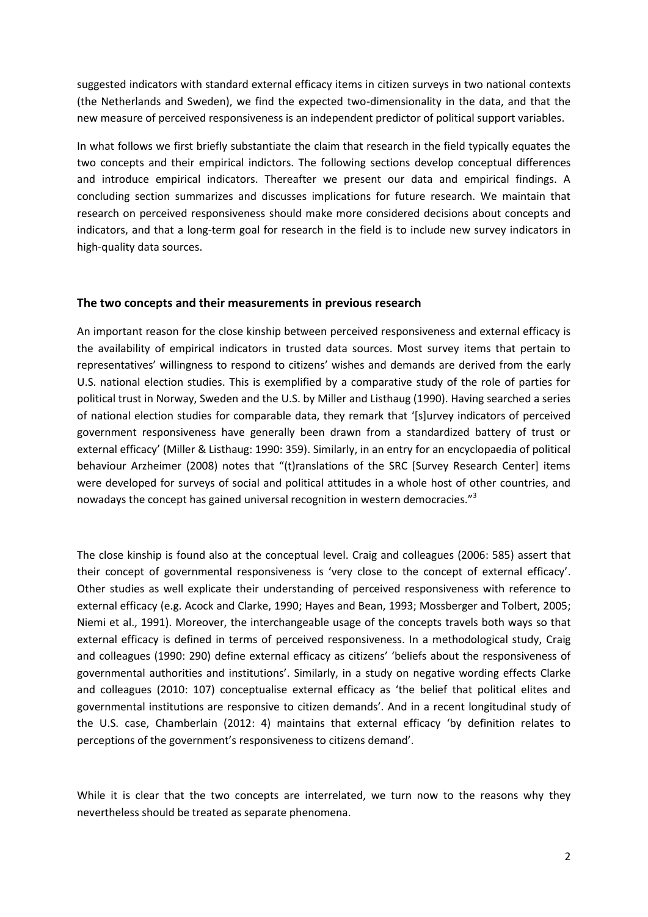suggested indicators with standard external efficacy items in citizen surveys in two national contexts (the Netherlands and Sweden), we find the expected two-dimensionality in the data, and that the new measure of perceived responsiveness is an independent predictor of political support variables.

In what follows we first briefly substantiate the claim that research in the field typically equates the two concepts and their empirical indictors. The following sections develop conceptual differences and introduce empirical indicators. Thereafter we present our data and empirical findings. A concluding section summarizes and discusses implications for future research. We maintain that research on perceived responsiveness should make more considered decisions about concepts and indicators, and that a long-term goal for research in the field is to include new survey indicators in high-quality data sources.

## The two concepts and their measurements in previous research

An important reason for the close kinship between perceived responsiveness and external efficacy is the availability of empirical indicators in trusted data sources. Most survey items that pertain to representatives' willingness to respond to citizens' wishes and demands are derived from the early U.S. national election studies. This is exemplified by a comparative study of the role of parties for political trust in Norway, Sweden and the U.S. by Miller and Listhaug (1990). Having searched a series of national election studies for comparable data, they remark that '[s]urvey indicators of perceived government responsiveness have generally been drawn from a standardized battery of trust or external efficacy' (Miller & Listhaug: 1990: 359). Similarly, in an entry for an encyclopaedia of political behaviour Arzheimer (2008) notes that "(t)ranslations of the SRC [Survey Research Center] items were developed for surveys of social and political attitudes in a whole host of other countries, and nowadays the concept has gained universal recognition in western democracies."[3]

The close kinship is found also at the conceptual level. Craig and colleagues (2006: 585) assert that their concept of governmental responsiveness is 'very close to the concept of external efficacy'. Other studies as well explicate their understanding of perceived responsiveness with reference to external efficacy (e.g. Acock and Clarke, 1990; Hayes and Bean, 1993; Mossberger and Tolbert, 2005; Niemi et al., 1991). Moreover, the interchangeable usage of the concepts travels both ways so that external efficacy is defined in terms of perceived responsiveness. In a methodological study, Craig and colleagues (1990: 290) define external efficacy as citizens' 'beliefs about the responsiveness of governmental authorities and institutions'. Similarly, in a study on negative wording effects Clarke and colleagues (2010: 107) conceptualise external efficacy as 'the belief that political elites and governmental institutions are responsive to citizen demands'. And in a recent longitudinal study of the U.S. case, Chamberlain (2012: 4) maintains that external efficacy 'by definition relates to perceptions of the government's responsiveness to citizens demand'.

While it is clear that the two concepts are interrelated, we turn now to the reasons why they nevertheless should be treated as separate phenomena.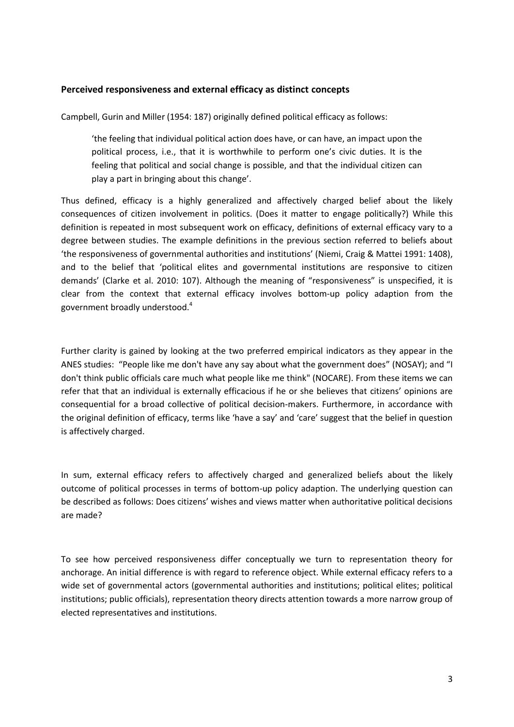### Perceived responsiveness and external efficacy as distinct concepts

Campbell, Gurin and Miller (1954: 187) originally defined political efficacy as follows:

> 'the feeling that individual political action does have, or can have, an impact upon the political process, i.e., that it is worthwhile to perform one's civic duties. It is the feeling that political and social change is possible, and that the individual citizen can play a part in bringing about this change'.

Thus defined, efficacy is a highly generalized and affectively charged belief about the likely consequences of citizen involvement in politics. (Does it matter to engage politically?) While this definition is repeated in most subsequent work on efficacy, definitions of external efficacy vary to a degree between studies. The example definitions in the previous section referred to beliefs about 'the responsiveness of governmental authorities and institutions' (Niemi, Craig & Mattei 1991: 1408), and to the belief that 'political elites and governmental institutions are responsive to citizen demands' (Clarke et al. 2010: 107). Although the meaning of "responsiveness" is unspecified, it is clear from the context that external efficacy involves bottom-up policy adaption from the government broadly understood.[4]

Further clarity is gained by looking at the two preferred empirical indicators as they appear in the ANES studies: "People like me don't have any say about what the government does" (NOSAY); and "I don't think public officials care much what people like me think" (NOCARE). From these items we can refer that that an individual is externally efficacious if he or she believes that citizens' opinions are consequential for a broad collective of political decision-makers. Furthermore, in accordance with the original definition of efficacy, terms like 'have a say' and 'care' suggest that the belief in question is affectively charged.

In sum, external efficacy refers to affectively charged and generalized beliefs about the likely outcome of political processes in terms of bottom-up policy adaption. The underlying question can be described as follows: Does citizens' wishes and views matter when authoritative political decisions are made?

To see how perceived responsiveness differ conceptually we turn to representation theory for anchorage. An initial difference is with regard to reference object. While external efficacy refers to a wide set of governmental actors (governmental authorities and institutions; political elites; political institutions; public officials), representation theory directs attention towards a more narrow group of elected representatives and institutions.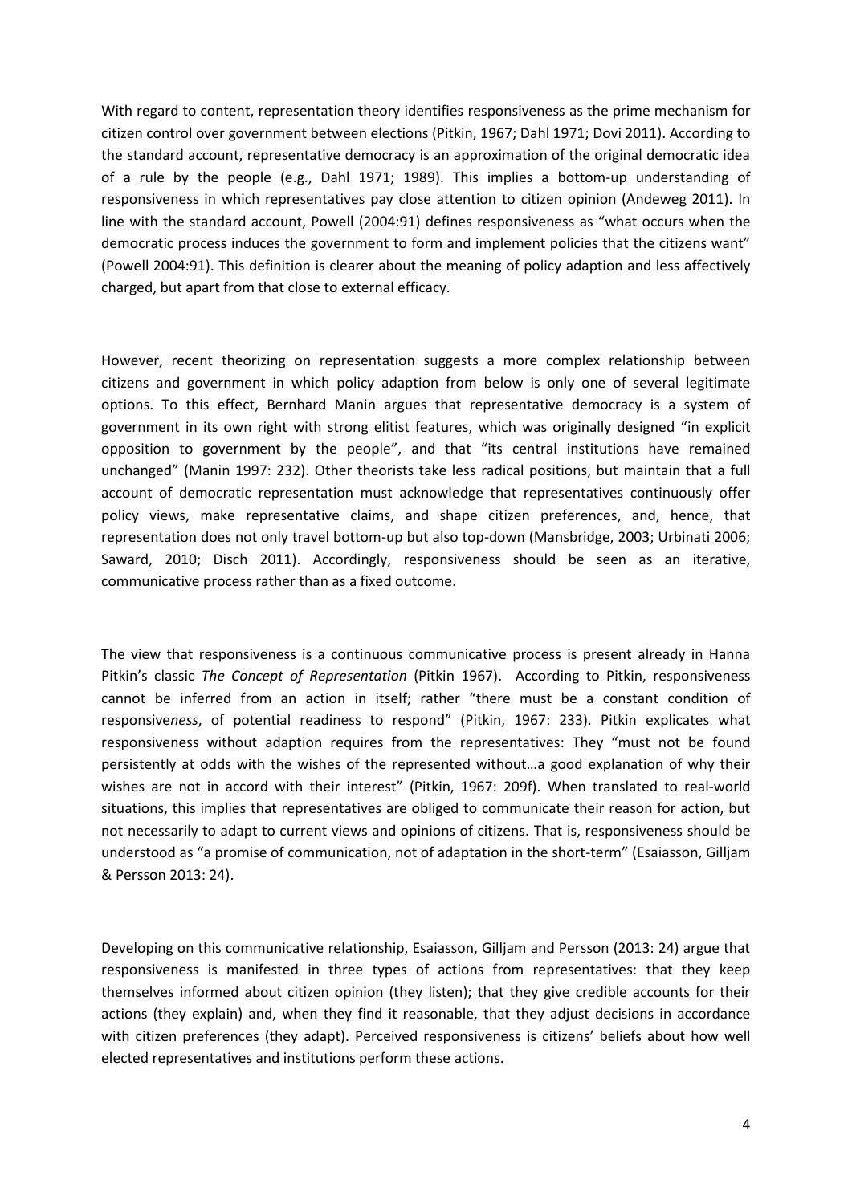With regard to content, representation theory identifies responsiveness as the prime mechanism for citizen control over government between elections (Pitkin, 1967; Dahl 1971; Dovi 2011). According to the standard account, representative democracy is an approximation of the original democratic idea of a rule by the people (e.g., Dahl 1971; 1989). This implies a bottom-up understanding of responsiveness in which representatives pay close attention to citizen opinion (Andeweg 2011). In line with the standard account, Powell (2004:91) defines responsiveness as "what occurs when the democratic process induces the government to form and implement policies that the citizens want" (Powell 2004:91). This definition is clearer about the meaning of policy adaption and less affectively charged, but apart from that close to external efficacy.

However, recent theorizing on representation suggests a more complex relationship between citizens and government in which policy adaption from below is only one of several legitimate options. To this effect, Bernhard Manin argues that representative democracy is a system of government in its own right with strong elitist features, which was originally designed "in explicit opposition to government by the people", and that "its central institutions have remained unchanged" (Manin 1997: 232). Other theorists take less radical positions, but maintain that a full account of democratic representation must acknowledge that representatives continuously offer policy views, make representative claims, and shape citizen preferences, and, hence, that representation does not only travel bottom-up but also top-down (Mansbridge, 2003; Urbinati 2006; Saward, 2010; Disch 2011). Accordingly, responsiveness should be seen as an iterative, communicative process rather than as a fixed outcome.

The view that responsiveness is a continuous communicative process is present already in Hanna Pitkin's classic *The Concept of Representation* (Pitkin 1967). According to Pitkin, responsiveness cannot be inferred from an action in itself; rather "there must be a constant condition of responsive*ness*, of potential readiness to respond" (Pitkin, 1967: 233). Pitkin explicates what responsiveness without adaption requires from the representatives: They "must not be found persistently at odds with the wishes of the represented without…a good explanation of why their wishes are not in accord with their interest" (Pitkin, 1967: 209f). When translated to real-world situations, this implies that representatives are obliged to communicate their reason for action, but not necessarily to adapt to current views and opinions of citizens. That is, responsiveness should be understood as "a promise of communication, not of adaptation in the short-term" (Esaiasson, Gilljam & Persson 2013: 24).

Developing on this communicative relationship, Esaiasson, Gilljam and Persson (2013: 24) argue that responsiveness is manifested in three types of actions from representatives: that they keep themselves informed about citizen opinion (they listen); that they give credible accounts for their actions (they explain) and, when they find it reasonable, that they adjust decisions in accordance with citizen preferences (they adapt). Perceived responsiveness is citizens' beliefs about how well elected representatives and institutions perform these actions.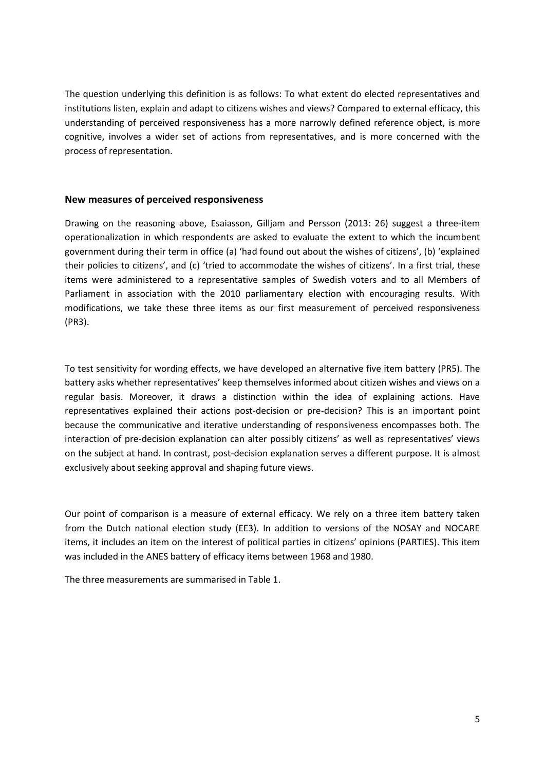The question underlying this definition is as follows: To what extent do elected representatives and institutions listen, explain and adapt to citizens wishes and views? Compared to external efficacy, this understanding of perceived responsiveness has a more narrowly defined reference object, is more cognitive, involves a wider set of actions from representatives, and is more concerned with the process of representation.

## New measures of perceived responsiveness

Drawing on the reasoning above, Esaiasson, Gilljam and Persson (2013: 26) suggest a three-item operationalization in which respondents are asked to evaluate the extent to which the incumbent government during their term in office (a) 'had found out about the wishes of citizens', (b) 'explained their policies to citizens', and (c) 'tried to accommodate the wishes of citizens'. In a first trial, these items were administered to a representative samples of Swedish voters and to all Members of Parliament in association with the 2010 parliamentary election with encouraging results. With modifications, we take these three items as our first measurement of perceived responsiveness (PR3).

To test sensitivity for wording effects, we have developed an alternative five item battery (PR5). The battery asks whether representatives' keep themselves informed about citizen wishes and views on a regular basis. Moreover, it draws a distinction within the idea of explaining actions. Have representatives explained their actions post-decision or pre-decision? This is an important point because the communicative and iterative understanding of responsiveness encompasses both. The interaction of pre-decision explanation can alter possibly citizens' as well as representatives' views on the subject at hand. In contrast, post-decision explanation serves a different purpose. It is almost exclusively about seeking approval and shaping future views.

Our point of comparison is a measure of external efficacy. We rely on a three item battery taken from the Dutch national election study (EE3). In addition to versions of the NOSAY and NOCARE items, it includes an item on the interest of political parties in citizens' opinions (PARTIES). This item was included in the ANES battery of efficacy items between 1968 and 1980.

The three measurements are summarised in Table 1.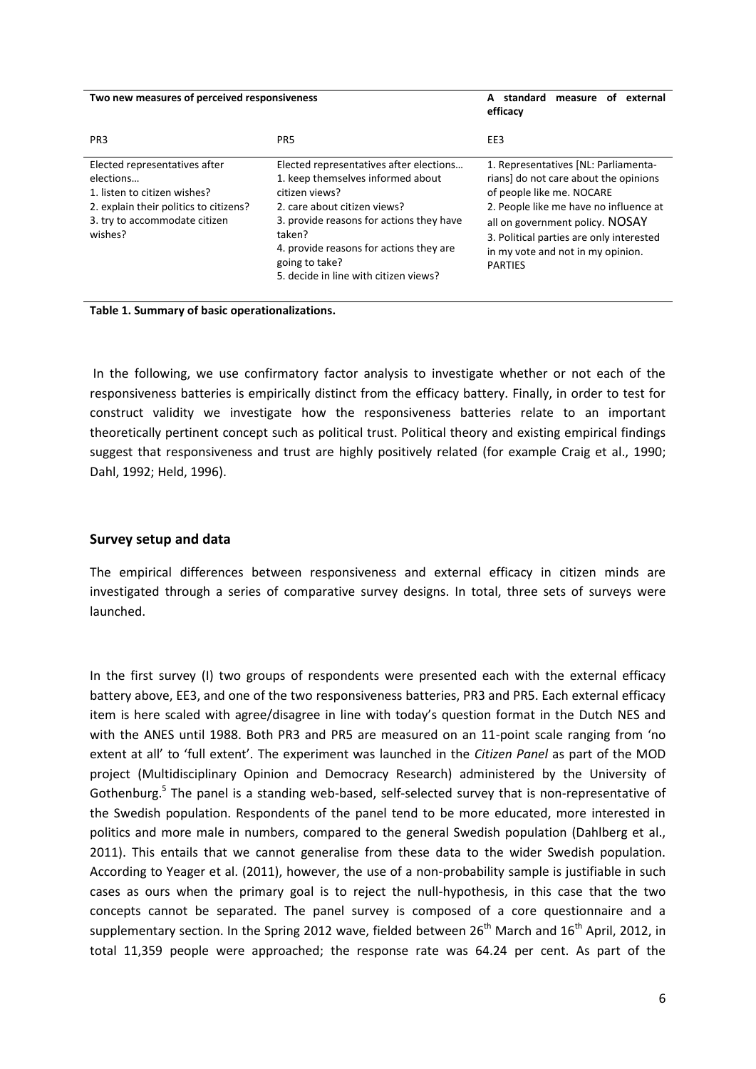| Two new measures of perceived responsiveness | | A standard measure of external efficacy |
|---|---|---|
| PR3 | PR5 | EE3 |
| Elected representatives after elections… 1. listen to citizen wishes? 2. explain their politics to citizens? 3. try to accommodate citizen wishes? | Elected representatives after elections… 1. keep themselves informed about citizen views? 2. care about citizen views? 3. provide reasons for actions they have taken? 4. provide reasons for actions they are going to take? 5. decide in line with citizen views? | 1. Representatives [NL: Parliamentarians] do not care about the opinions of people like me. NOCARE 2. People like me have no influence at all on government policy. NOSAY 3. Political parties are only interested in my vote and not in my opinion. PARTIES |

**Table 1. Summary of basic operationalizations.**

In the following, we use confirmatory factor analysis to investigate whether or not each of the responsiveness batteries is empirically distinct from the efficacy battery. Finally, in order to test for construct validity we investigate how the responsiveness batteries relate to an important theoretically pertinent concept such as political trust. Political theory and existing empirical findings suggest that responsiveness and trust are highly positively related (for example Craig et al., 1990; Dahl, 1992; Held, 1996).

## Survey setup and data

The empirical differences between responsiveness and external efficacy in citizen minds are investigated through a series of comparative survey designs. In total, three sets of surveys were launched.

In the first survey (I) two groups of respondents were presented each with the external efficacy battery above, EE3, and one of the two responsiveness batteries, PR3 and PR5. Each external efficacy item is here scaled with agree/disagree in line with today's question format in the Dutch NES and with the ANES until 1988. Both PR3 and PR5 are measured on an 11-point scale ranging from 'no extent at all' to 'full extent'. The experiment was launched in the *Citizen Panel* as part of the MOD project (Multidisciplinary Opinion and Democracy Research) administered by the University of Gothenburg.[5] The panel is a standing web-based, self-selected survey that is non-representative of the Swedish population. Respondents of the panel tend to be more educated, more interested in politics and more male in numbers, compared to the general Swedish population (Dahlberg et al., 2011). This entails that we cannot generalise from these data to the wider Swedish population. According to Yeager et al. (2011), however, the use of a non-probability sample is justifiable in such cases as ours when the primary goal is to reject the null-hypothesis, in this case that the two concepts cannot be separated. The panel survey is composed of a core questionnaire and a supplementary section. In the Spring 2012 wave, fielded between 26th March and 16th April, 2012, in total 11,359 people were approached; the response rate was 64.24 per cent. As part of the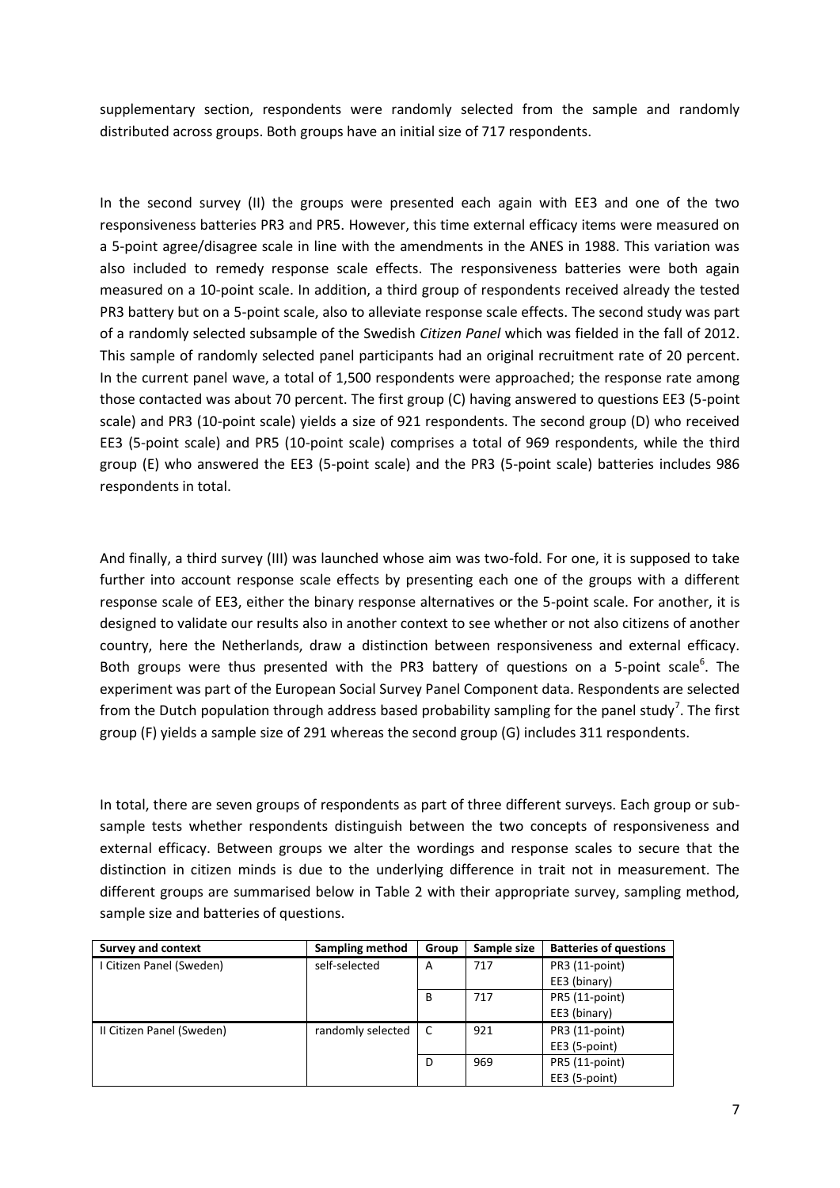supplementary section, respondents were randomly selected from the sample and randomly distributed across groups. Both groups have an initial size of 717 respondents.

In the second survey (II) the groups were presented each again with EE3 and one of the two responsiveness batteries PR3 and PR5. However, this time external efficacy items were measured on a 5-point agree/disagree scale in line with the amendments in the ANES in 1988. This variation was also included to remedy response scale effects. The responsiveness batteries were both again measured on a 10-point scale. In addition, a third group of respondents received already the tested PR3 battery but on a 5-point scale, also to alleviate response scale effects. The second study was part of a randomly selected subsample of the Swedish *Citizen Panel* which was fielded in the fall of 2012. This sample of randomly selected panel participants had an original recruitment rate of 20 percent. In the current panel wave, a total of 1,500 respondents were approached; the response rate among those contacted was about 70 percent. The first group (C) having answered to questions EE3 (5-point scale) and PR3 (10-point scale) yields a size of 921 respondents. The second group (D) who received EE3 (5-point scale) and PR5 (10-point scale) comprises a total of 969 respondents, while the third group (E) who answered the EE3 (5-point scale) and the PR3 (5-point scale) batteries includes 986 respondents in total.

And finally, a third survey (III) was launched whose aim was two-fold. For one, it is supposed to take further into account response scale effects by presenting each one of the groups with a different response scale of EE3, either the binary response alternatives or the 5-point scale. For another, it is designed to validate our results also in another context to see whether or not also citizens of another country, here the Netherlands, draw a distinction between responsiveness and external efficacy. Both groups were thus presented with the PR3 battery of questions on a 5-point scale[6]. The experiment was part of the European Social Survey Panel Component data. Respondents are selected from the Dutch population through address based probability sampling for the panel study[7]. The first group (F) yields a sample size of 291 whereas the second group (G) includes 311 respondents.

In total, there are seven groups of respondents as part of three different surveys. Each group or sub-sample tests whether respondents distinguish between the two concepts of responsiveness and external efficacy. Between groups we alter the wordings and response scales to secure that the distinction in citizen minds is due to the underlying difference in trait not in measurement. The different groups are summarised below in Table 2 with their appropriate survey, sampling method, sample size and batteries of questions.

| Survey and context | Sampling method | Group | Sample size | Batteries of questions |
|---|---|---|---|---|
| I Citizen Panel (Sweden) | self-selected | A | 717 | PR3 (11-point)<br>EE3 (binary) |
| | | B | 717 | PR5 (11-point)<br>EE3 (binary) |
| II Citizen Panel (Sweden) | randomly selected | C | 921 | PR3 (11-point)<br>EE3 (5-point) |
| | | D | 969 | PR5 (11-point)<br>EE3 (5-point) |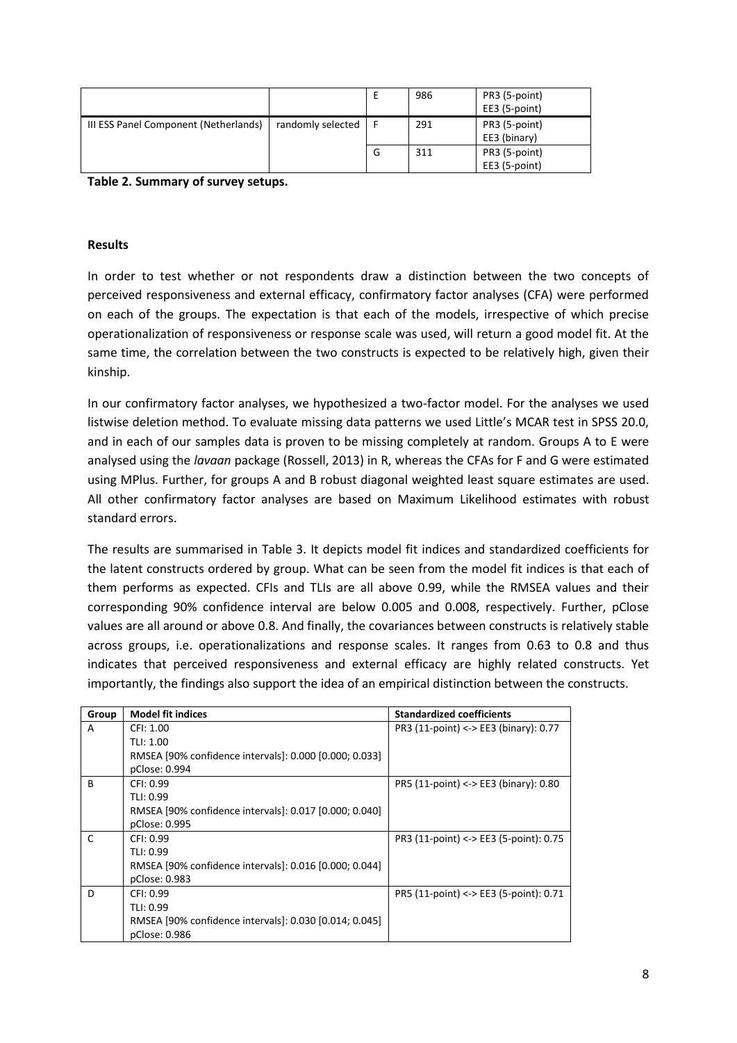|  |  | E | 986 | PR3 (5-point)<br>EE3 (5-point) |
|---|---|---|---|---|
| III ESS Panel Component (Netherlands) | randomly selected | F | 291 | PR3 (5-point)<br>EE3 (binary) |
|  |  | G | 311 | PR3 (5-point)<br>EE3 (5-point) |

**Table 2. Summary of survey setups.**

**Results**

In order to test whether or not respondents draw a distinction between the two concepts of perceived responsiveness and external efficacy, confirmatory factor analyses (CFA) were performed on each of the groups. The expectation is that each of the models, irrespective of which precise operationalization of responsiveness or response scale was used, will return a good model fit. At the same time, the correlation between the two constructs is expected to be relatively high, given their kinship.

In our confirmatory factor analyses, we hypothesized a two-factor model. For the analyses we used listwise deletion method. To evaluate missing data patterns we used Little's MCAR test in SPSS 20.0, and in each of our samples data is proven to be missing completely at random. Groups A to E were analysed using the *lavaan* package (Rossell, 2013) in R, whereas the CFAs for F and G were estimated using MPlus. Further, for groups A and B robust diagonal weighted least square estimates are used. All other confirmatory factor analyses are based on Maximum Likelihood estimates with robust standard errors.

The results are summarised in Table 3. It depicts model fit indices and standardized coefficients for the latent constructs ordered by group. What can be seen from the model fit indices is that each of them performs as expected. CFIs and TLIs are all above 0.99, while the RMSEA values and their corresponding 90% confidence interval are below 0.005 and 0.008, respectively. Further, pClose values are all around or above 0.8. And finally, the covariances between constructs is relatively stable across groups, i.e. operationalizations and response scales. It ranges from 0.63 to 0.8 and thus indicates that perceived responsiveness and external efficacy are highly related constructs. Yet importantly, the findings also support the idea of an empirical distinction between the constructs.

| Group | Model fit indices | Standardized coefficients |
|---|---|---|
| A | CFI: 1.00<br>TLI: 1.00<br>RMSEA [90% confidence intervals]: 0.000 [0.000; 0.033]<br>pClose: 0.994 | PR3 (11-point) <-> EE3 (binary): 0.77 |
| B | CFI: 0.99<br>TLI: 0.99<br>RMSEA [90% confidence intervals]: 0.017 [0.000; 0.040]<br>pClose: 0.995 | PR5 (11-point) <-> EE3 (binary): 0.80 |
| C | CFI: 0.99<br>TLI: 0.99<br>RMSEA [90% confidence intervals]: 0.016 [0.000; 0.044]<br>pClose: 0.983 | PR3 (11-point) <-> EE3 (5-point): 0.75 |
| D | CFI: 0.99<br>TLI: 0.99<br>RMSEA [90% confidence intervals]: 0.030 [0.014; 0.045]<br>pClose: 0.986 | PR5 (11-point) <-> EE3 (5-point): 0.71 |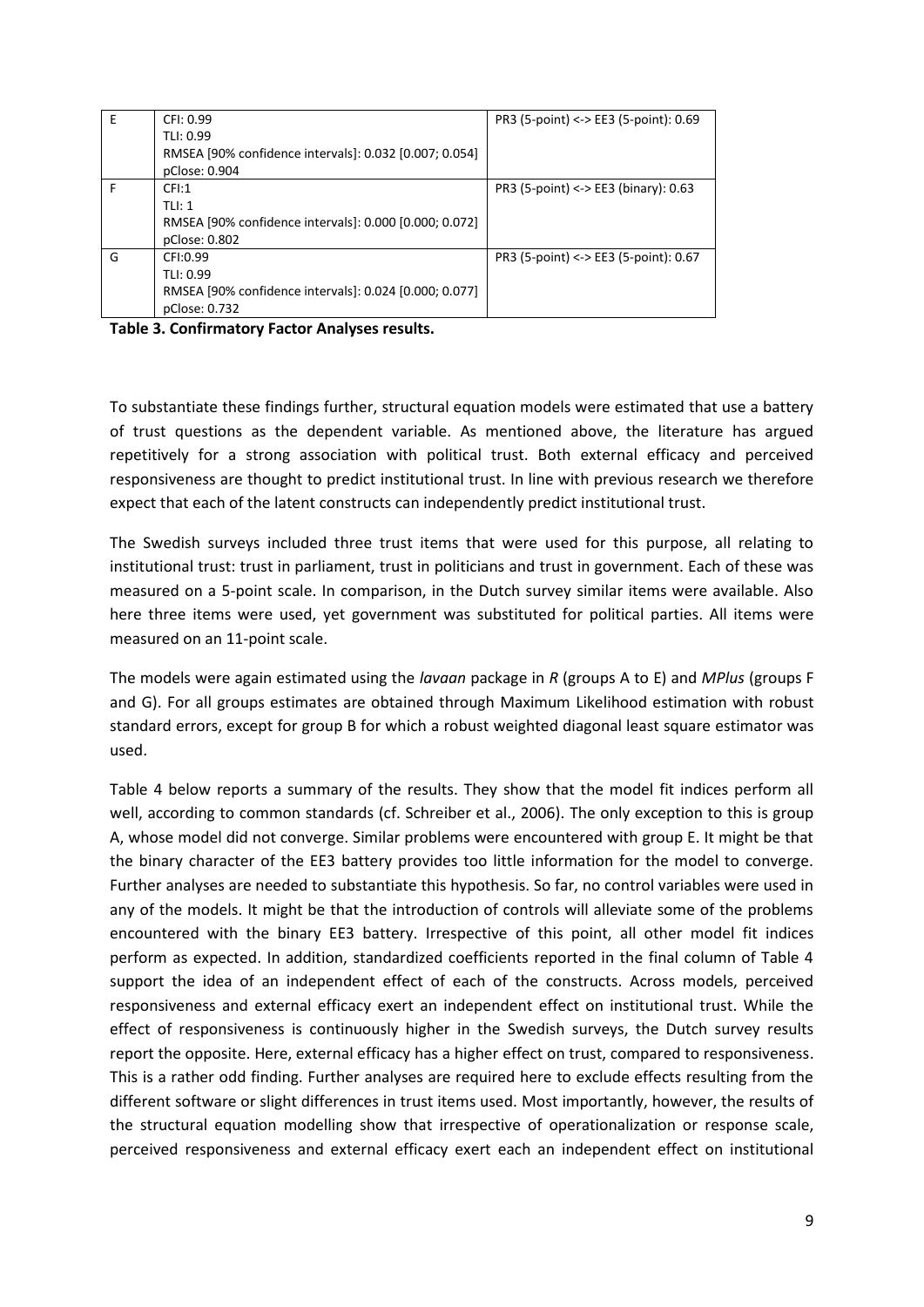| | | |
|---|---|---|
| E | CFI: 0.99<br>TLI: 0.99<br>RMSEA [90% confidence intervals]: 0.032 [0.007; 0.054]<br>pClose: 0.904 | PR3 (5-point) <-> EE3 (5-point): 0.69 |
| F | CFI:1<br>TLI: 1<br>RMSEA [90% confidence intervals]: 0.000 [0.000; 0.072]<br>pClose: 0.802 | PR3 (5-point) <-> EE3 (binary): 0.63 |
| G | CFI:0.99<br>TLI: 0.99<br>RMSEA [90% confidence intervals]: 0.024 [0.000; 0.077]<br>pClose: 0.732 | PR3 (5-point) <-> EE3 (5-point): 0.67 |

**Table 3. Confirmatory Factor Analyses results.**

To substantiate these findings further, structural equation models were estimated that use a battery of trust questions as the dependent variable. As mentioned above, the literature has argued repetitively for a strong association with political trust. Both external efficacy and perceived responsiveness are thought to predict institutional trust. In line with previous research we therefore expect that each of the latent constructs can independently predict institutional trust.

The Swedish surveys included three trust items that were used for this purpose, all relating to institutional trust: trust in parliament, trust in politicians and trust in government. Each of these was measured on a 5-point scale. In comparison, in the Dutch survey similar items were available. Also here three items were used, yet government was substituted for political parties. All items were measured on an 11-point scale.

The models were again estimated using the *lavaan* package in *R* (groups A to E) and *MPlus* (groups F and G). For all groups estimates are obtained through Maximum Likelihood estimation with robust standard errors, except for group B for which a robust weighted diagonal least square estimator was used.

Table 4 below reports a summary of the results. They show that the model fit indices perform all well, according to common standards (cf. Schreiber et al., 2006). The only exception to this is group A, whose model did not converge. Similar problems were encountered with group E. It might be that the binary character of the EE3 battery provides too little information for the model to converge. Further analyses are needed to substantiate this hypothesis. So far, no control variables were used in any of the models. It might be that the introduction of controls will alleviate some of the problems encountered with the binary EE3 battery. Irrespective of this point, all other model fit indices perform as expected. In addition, standardized coefficients reported in the final column of Table 4 support the idea of an independent effect of each of the constructs. Across models, perceived responsiveness and external efficacy exert an independent effect on institutional trust. While the effect of responsiveness is continuously higher in the Swedish surveys, the Dutch survey results report the opposite. Here, external efficacy has a higher effect on trust, compared to responsiveness. This is a rather odd finding. Further analyses are required here to exclude effects resulting from the different software or slight differences in trust items used. Most importantly, however, the results of the structural equation modelling show that irrespective of operationalization or response scale, perceived responsiveness and external efficacy exert each an independent effect on institutional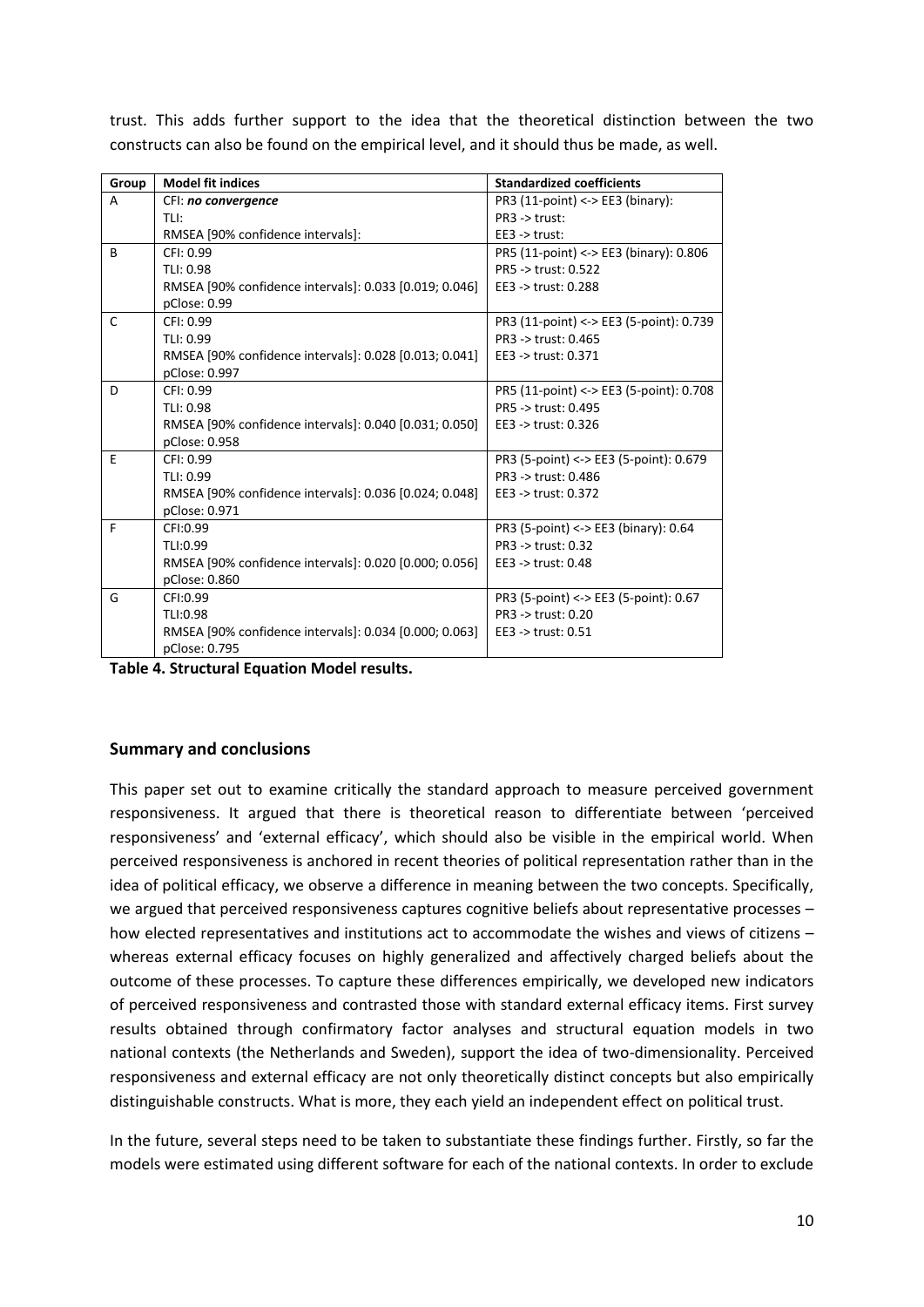trust. This adds further support to the idea that the theoretical distinction between the two constructs can also be found on the empirical level, and it should thus be made, as well.

| Group | Model fit indices | Standardized coefficients |
|---|---|---|
| A | CFI: ***no convergence***<br>TLI:<br>RMSEA [90% confidence intervals]: | PR3 (11-point) <-> EE3 (binary):<br>PR3 -> trust:<br>EE3 -> trust: |
| B | CFI: 0.99<br>TLI: 0.98<br>RMSEA [90% confidence intervals]: 0.033 [0.019; 0.046]<br>pClose: 0.99 | PR5 (11-point) <-> EE3 (binary): 0.806<br>PR5 -> trust: 0.522<br>EE3 -> trust: 0.288 |
| C | CFI: 0.99<br>TLI: 0.99<br>RMSEA [90% confidence intervals]: 0.028 [0.013; 0.041]<br>pClose: 0.997 | PR3 (11-point) <-> EE3 (5-point): 0.739<br>PR3 -> trust: 0.465<br>EE3 -> trust: 0.371 |
| D | CFI: 0.99<br>TLI: 0.98<br>RMSEA [90% confidence intervals]: 0.040 [0.031; 0.050]<br>pClose: 0.958 | PR5 (11-point) <-> EE3 (5-point): 0.708<br>PR5 -> trust: 0.495<br>EE3 -> trust: 0.326 |
| E | CFI: 0.99<br>TLI: 0.99<br>RMSEA [90% confidence intervals]: 0.036 [0.024; 0.048]<br>pClose: 0.971 | PR3 (5-point) <-> EE3 (5-point): 0.679<br>PR3 -> trust: 0.486<br>EE3 -> trust: 0.372 |
| F | CFI:0.99<br>TLI:0.99<br>RMSEA [90% confidence intervals]: 0.020 [0.000; 0.056]<br>pClose: 0.860 | PR3 (5-point) <-> EE3 (binary): 0.64<br>PR3 -> trust: 0.32<br>EE3 -> trust: 0.48 |
| G | CFI:0.99<br>TLI:0.98<br>RMSEA [90% confidence intervals]: 0.034 [0.000; 0.063]<br>pClose: 0.795 | PR3 (5-point) <-> EE3 (5-point): 0.67<br>PR3 -> trust: 0.20<br>EE3 -> trust: 0.51 |

**Table 4. Structural Equation Model results.**

## Summary and conclusions

This paper set out to examine critically the standard approach to measure perceived government responsiveness. It argued that there is theoretical reason to differentiate between 'perceived responsiveness' and 'external efficacy', which should also be visible in the empirical world. When perceived responsiveness is anchored in recent theories of political representation rather than in the idea of political efficacy, we observe a difference in meaning between the two concepts. Specifically, we argued that perceived responsiveness captures cognitive beliefs about representative processes – how elected representatives and institutions act to accommodate the wishes and views of citizens – whereas external efficacy focuses on highly generalized and affectively charged beliefs about the outcome of these processes. To capture these differences empirically, we developed new indicators of perceived responsiveness and contrasted those with standard external efficacy items. First survey results obtained through confirmatory factor analyses and structural equation models in two national contexts (the Netherlands and Sweden), support the idea of two-dimensionality. Perceived responsiveness and external efficacy are not only theoretically distinct concepts but also empirically distinguishable constructs. What is more, they each yield an independent effect on political trust.

In the future, several steps need to be taken to substantiate these findings further. Firstly, so far the models were estimated using different software for each of the national contexts. In order to exclude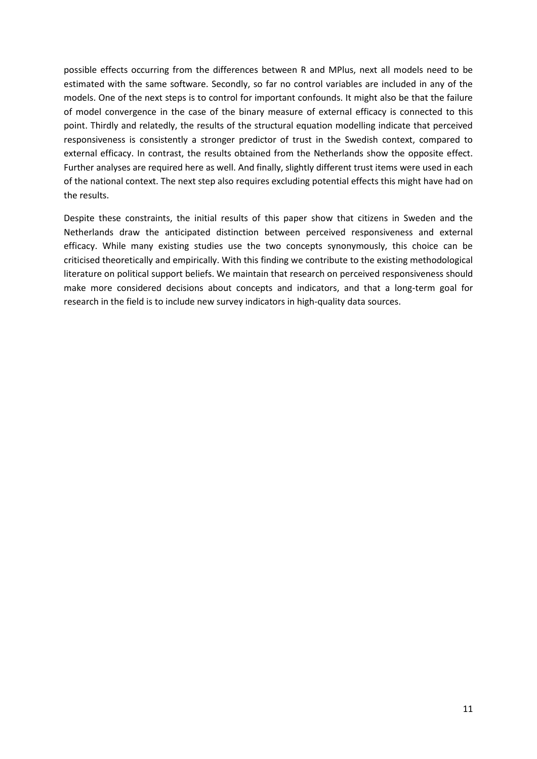possible effects occurring from the differences between R and MPlus, next all models need to be estimated with the same software. Secondly, so far no control variables are included in any of the models. One of the next steps is to control for important confounds. It might also be that the failure of model convergence in the case of the binary measure of external efficacy is connected to this point. Thirdly and relatedly, the results of the structural equation modelling indicate that perceived responsiveness is consistently a stronger predictor of trust in the Swedish context, compared to external efficacy. In contrast, the results obtained from the Netherlands show the opposite effect. Further analyses are required here as well. And finally, slightly different trust items were used in each of the national context. The next step also requires excluding potential effects this might have had on the results.

Despite these constraints, the initial results of this paper show that citizens in Sweden and the Netherlands draw the anticipated distinction between perceived responsiveness and external efficacy. While many existing studies use the two concepts synonymously, this choice can be criticised theoretically and empirically. With this finding we contribute to the existing methodological literature on political support beliefs. We maintain that research on perceived responsiveness should make more considered decisions about concepts and indicators, and that a long-term goal for research in the field is to include new survey indicators in high-quality data sources.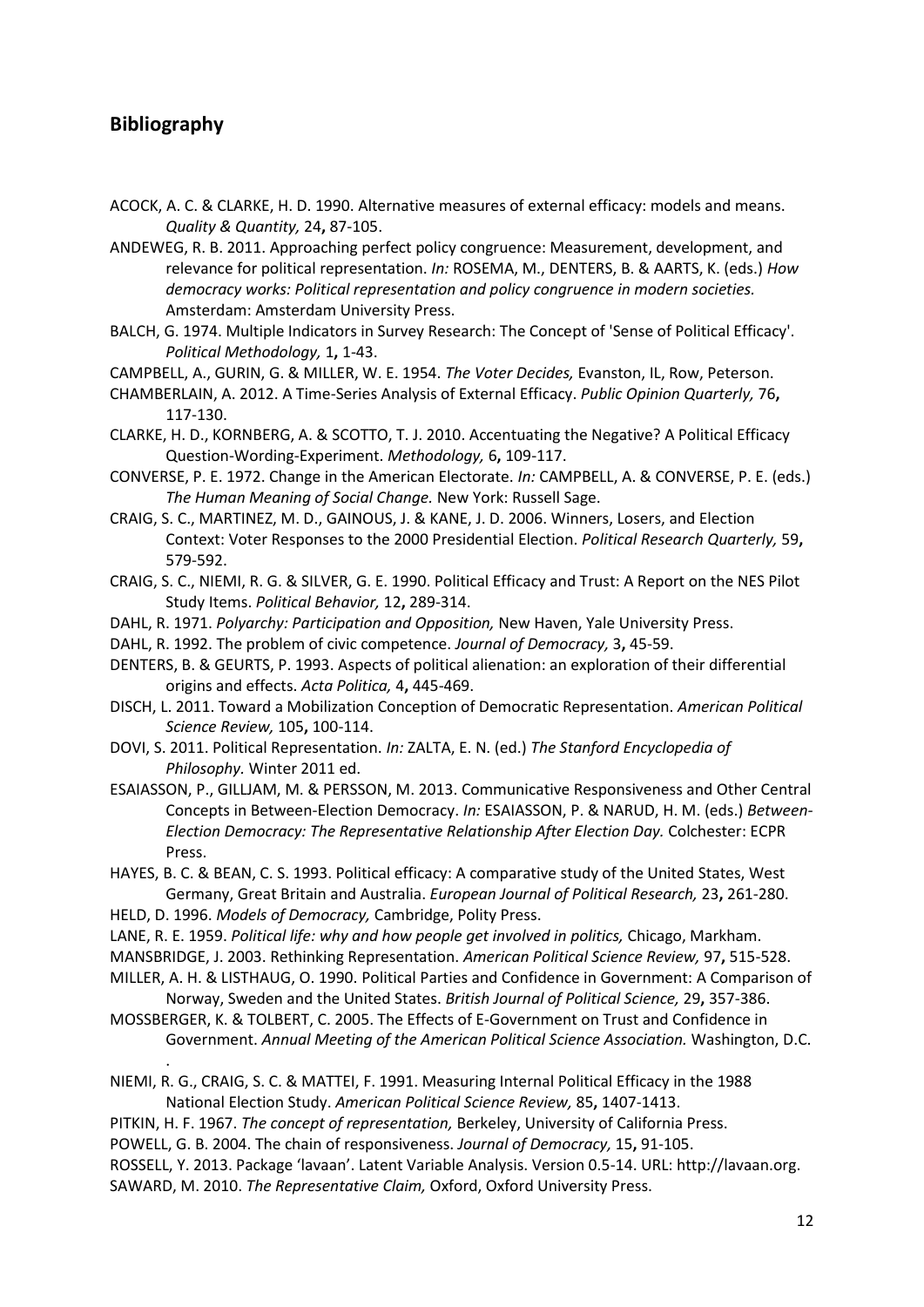## Bibliography

ACOCK, A. C. & CLARKE, H. D. 1990. Alternative measures of external efficacy: models and means. *Quality & Quantity,* 24**,** 87-105.

ANDEWEG, R. B. 2011. Approaching perfect policy congruence: Measurement, development, and relevance for political representation. *In:* ROSEMA, M., DENTERS, B. & AARTS, K. (eds.) *How democracy works: Political representation and policy congruence in modern societies.* Amsterdam: Amsterdam University Press.

BALCH, G. 1974. Multiple Indicators in Survey Research: The Concept of 'Sense of Political Efficacy'. *Political Methodology,* 1**,** 1-43.

CAMPBELL, A., GURIN, G. & MILLER, W. E. 1954. *The Voter Decides,* Evanston, IL, Row, Peterson.

CHAMBERLAIN, A. 2012. A Time-Series Analysis of External Efficacy. *Public Opinion Quarterly,* 76**,** 117-130.

CLARKE, H. D., KORNBERG, A. & SCOTTO, T. J. 2010. Accentuating the Negative? A Political Efficacy Question-Wording-Experiment. *Methodology,* 6**,** 109-117.

CONVERSE, P. E. 1972. Change in the American Electorate. *In:* CAMPBELL, A. & CONVERSE, P. E. (eds.) *The Human Meaning of Social Change.* New York: Russell Sage.

CRAIG, S. C., MARTINEZ, M. D., GAINOUS, J. & KANE, J. D. 2006. Winners, Losers, and Election Context: Voter Responses to the 2000 Presidential Election. *Political Research Quarterly,* 59**,** 579-592.

CRAIG, S. C., NIEMI, R. G. & SILVER, G. E. 1990. Political Efficacy and Trust: A Report on the NES Pilot Study Items. *Political Behavior,* 12**,** 289-314.

DAHL, R. 1971. *Polyarchy: Participation and Opposition,* New Haven, Yale University Press.

DAHL, R. 1992. The problem of civic competence. *Journal of Democracy,* 3**,** 45-59.

DENTERS, B. & GEURTS, P. 1993. Aspects of political alienation: an exploration of their differential origins and effects. *Acta Politica,* 4**,** 445-469.

DISCH, L. 2011. Toward a Mobilization Conception of Democratic Representation. *American Political Science Review,* 105**,** 100-114.

DOVI, S. 2011. Political Representation. *In:* ZALTA, E. N. (ed.) *The Stanford Encyclopedia of Philosophy.* Winter 2011 ed.

ESAIASSON, P., GILLJAM, M. & PERSSON, M. 2013. Communicative Responsiveness and Other Central Concepts in Between-Election Democracy. *In:* ESAIASSON, P. & NARUD, H. M. (eds.) *Between-Election Democracy: The Representative Relationship After Election Day.* Colchester: ECPR Press.

HAYES, B. C. & BEAN, C. S. 1993. Political efficacy: A comparative study of the United States, West Germany, Great Britain and Australia. *European Journal of Political Research,* 23**,** 261-280.

HELD, D. 1996. *Models of Democracy,* Cambridge, Polity Press.

LANE, R. E. 1959. *Political life: why and how people get involved in politics,* Chicago, Markham.

MANSBRIDGE, J. 2003. Rethinking Representation. *American Political Science Review,* 97**,** 515-528.

MILLER, A. H. & LISTHAUG, O. 1990. Political Parties and Confidence in Government: A Comparison of Norway, Sweden and the United States. *British Journal of Political Science,* 29**,** 357-386.

MOSSBERGER, K. & TOLBERT, C. 2005. The Effects of E-Government on Trust and Confidence in Government. *Annual Meeting of the American Political Science Association.* Washington, D.C. .

NIEMI, R. G., CRAIG, S. C. & MATTEI, F. 1991. Measuring Internal Political Efficacy in the 1988 National Election Study. *American Political Science Review,* 85**,** 1407-1413.

PITKIN, H. F. 1967. *The concept of representation,* Berkeley, University of California Press.

POWELL, G. B. 2004. The chain of responsiveness. *Journal of Democracy,* 15**,** 91-105.

ROSSELL, Y. 2013. Package 'lavaan'. Latent Variable Analysis. Version 0.5-14. URL: http://lavaan.org.

SAWARD, M. 2010. *The Representative Claim,* Oxford, Oxford University Press.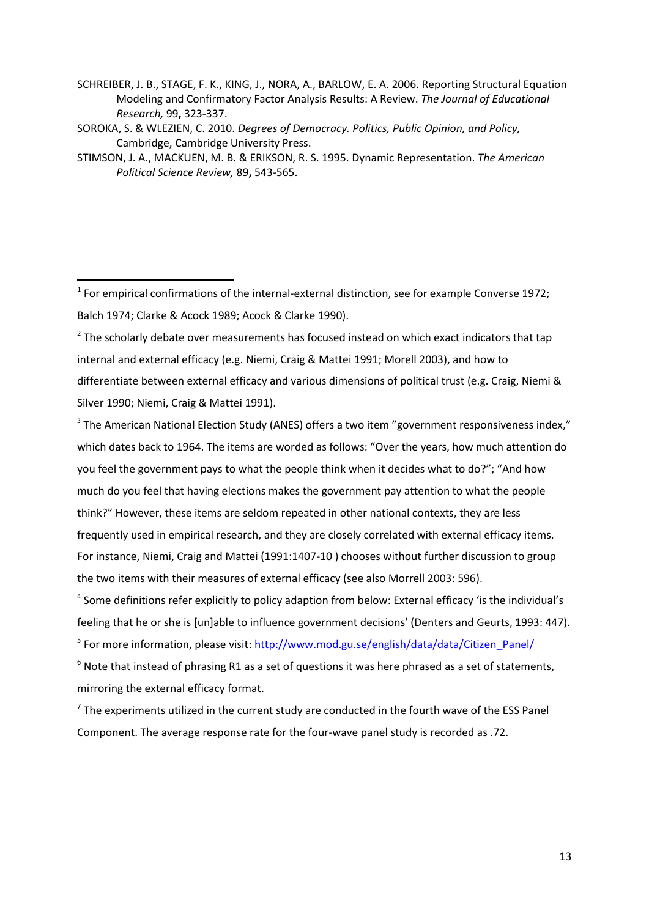SCHREIBER, J. B., STAGE, F. K., KING, J., NORA, A., BARLOW, E. A. 2006. Reporting Structural Equation Modeling and Confirmatory Factor Analysis Results: A Review. *The Journal of Educational Research,* 99**,** 323-337.

SOROKA, S. & WLEZIEN, C. 2010. *Degrees of Democracy. Politics, Public Opinion, and Policy,* Cambridge, Cambridge University Press.

STIMSON, J. A., MACKUEN, M. B. & ERIKSON, R. S. 1995. Dynamic Representation. *The American Political Science Review,* 89**,** 543-565.

---

[1] For empirical confirmations of the internal-external distinction, see for example Converse 1972; Balch 1974; Clarke & Acock 1989; Acock & Clarke 1990).

[2] The scholarly debate over measurements has focused instead on which exact indicators that tap internal and external efficacy (e.g. Niemi, Craig & Mattei 1991; Morell 2003), and how to differentiate between external efficacy and various dimensions of political trust (e.g. Craig, Niemi & Silver 1990; Niemi, Craig & Mattei 1991).

[3] The American National Election Study (ANES) offers a two item "government responsiveness index," which dates back to 1964. The items are worded as follows: "Over the years, how much attention do you feel the government pays to what the people think when it decides what to do?"; "And how much do you feel that having elections makes the government pay attention to what the people think?" However, these items are seldom repeated in other national contexts, they are less frequently used in empirical research, and they are closely correlated with external efficacy items. For instance, Niemi, Craig and Mattei (1991:1407-10 ) chooses without further discussion to group the two items with their measures of external efficacy (see also Morrell 2003: 596).

[4] Some definitions refer explicitly to policy adaption from below: External efficacy 'is the individual's feeling that he or she is [un]able to influence government decisions' (Denters and Geurts, 1993: 447).

[5] For more information, please visit: http://www.mod.gu.se/english/data/data/Citizen_Panel/

[6] Note that instead of phrasing R1 as a set of questions it was here phrased as a set of statements, mirroring the external efficacy format.

[7] The experiments utilized in the current study are conducted in the fourth wave of the ESS Panel Component. The average response rate for the four-wave panel study is recorded as .72.